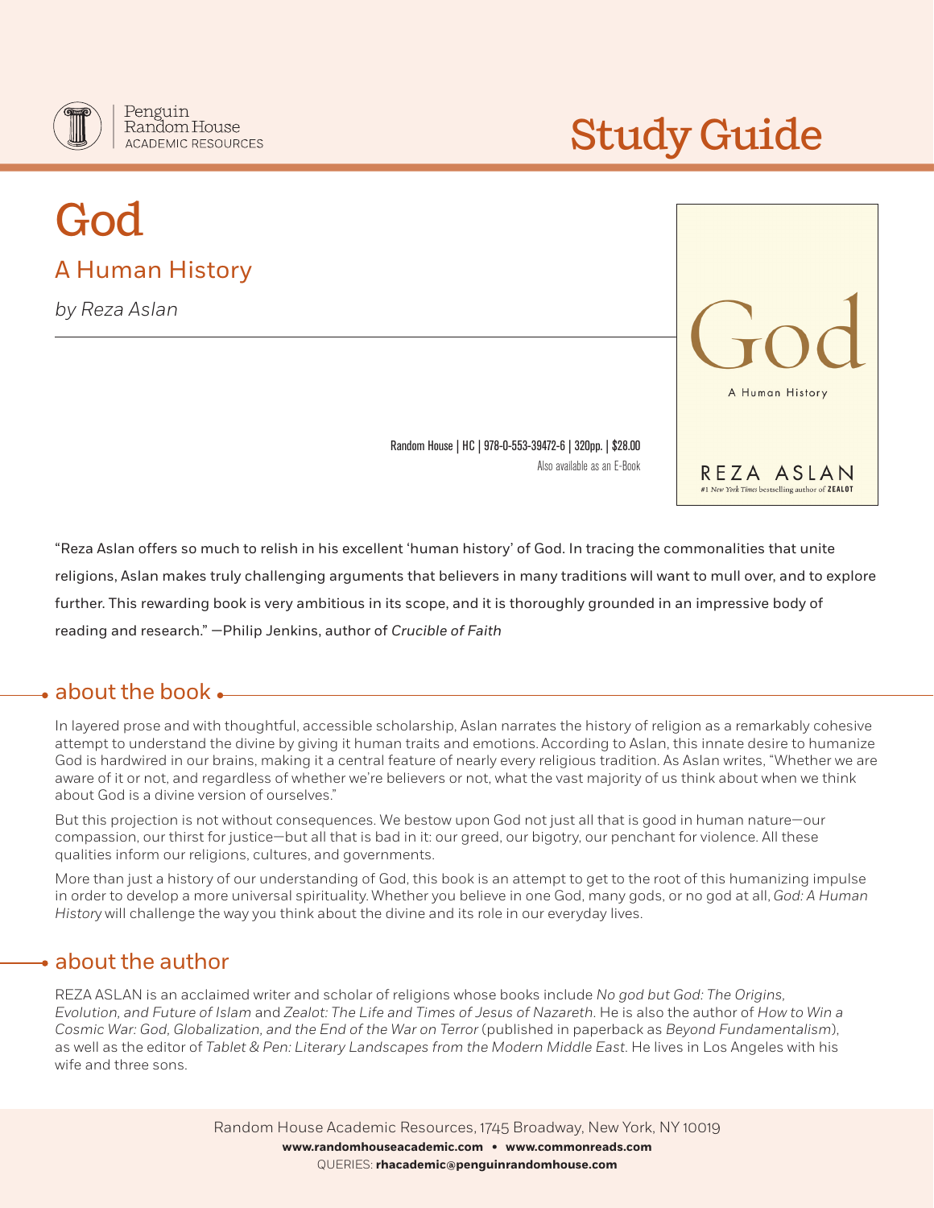Penguin Random House ACADEMIC RESOURCES

# Study Guide

# God

## A Human History

*by Reza Aslan*

Random House | HC | 978-0-553-39472-6 | 320pp. | $28.00
Also available as an E-Book

"Reza Aslan offers so much to relish in his excellent 'human history' of God. In tracing the commonalities that unite religions, Aslan makes truly challenging arguments that believers in many traditions will want to mull over, and to explore further. This rewarding book is very ambitious in its scope, and it is thoroughly grounded in an impressive body of reading and research." —Philip Jenkins, author of *Crucible of Faith*

## about the book

In layered prose and with thoughtful, accessible scholarship, Aslan narrates the history of religion as a remarkably cohesive attempt to understand the divine by giving it human traits and emotions. According to Aslan, this innate desire to humanize God is hardwired in our brains, making it a central feature of nearly every religious tradition. As Aslan writes, "Whether we are aware of it or not, and regardless of whether we're believers or not, what the vast majority of us think about when we think about God is a divine version of ourselves."

But this projection is not without consequences. We bestow upon God not just all that is good in human nature—our compassion, our thirst for justice—but all that is bad in it: our greed, our bigotry, our penchant for violence. All these qualities inform our religions, cultures, and governments.

More than just a history of our understanding of God, this book is an attempt to get to the root of this humanizing impulse in order to develop a more universal spirituality. Whether you believe in one God, many gods, or no god at all, *God: A Human History* will challenge the way you think about the divine and its role in our everyday lives.

## about the author

REZA ASLAN is an acclaimed writer and scholar of religions whose books include *No god but God: The Origins, Evolution, and Future of Islam* and *Zealot: The Life and Times of Jesus of Nazareth*. He is also the author of *How to Win a Cosmic War: God, Globalization, and the End of the War on Terror* (published in paperback as *Beyond Fundamentalism*), as well as the editor of *Tablet & Pen: Literary Landscapes from the Modern Middle East*. He lives in Los Angeles with his wife and three sons.

Random House Academic Resources, 1745 Broadway, New York, NY 10019
**www.randomhouseacademic.com • www.commonreads.com**
QUERIES: **rhacademic@penguinrandomhouse.com**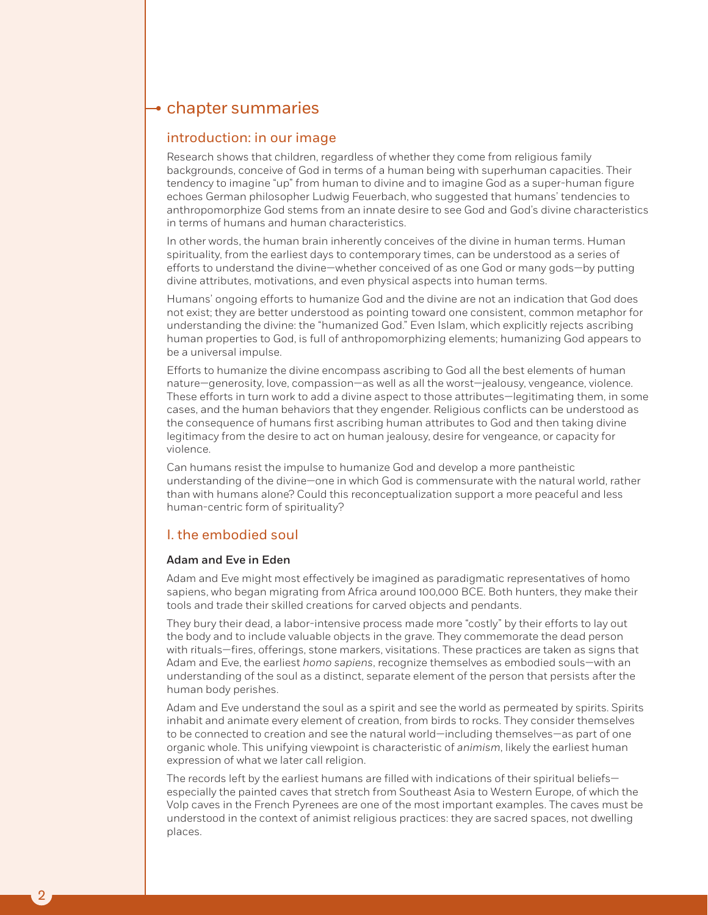# chapter summaries

## introduction: in our image

Research shows that children, regardless of whether they come from religious family backgrounds, conceive of God in terms of a human being with superhuman capacities. Their tendency to imagine "up" from human to divine and to imagine God as a super-human figure echoes German philosopher Ludwig Feuerbach, who suggested that humans' tendencies to anthropomorphize God stems from an innate desire to see God and God's divine characteristics in terms of humans and human characteristics.

In other words, the human brain inherently conceives of the divine in human terms. Human spirituality, from the earliest days to contemporary times, can be understood as a series of efforts to understand the divine—whether conceived of as one God or many gods—by putting divine attributes, motivations, and even physical aspects into human terms.

Humans' ongoing efforts to humanize God and the divine are not an indication that God does not exist; they are better understood as pointing toward one consistent, common metaphor for understanding the divine: the "humanized God." Even Islam, which explicitly rejects ascribing human properties to God, is full of anthropomorphizing elements; humanizing God appears to be a universal impulse.

Efforts to humanize the divine encompass ascribing to God all the best elements of human nature—generosity, love, compassion—as well as all the worst—jealousy, vengeance, violence. These efforts in turn work to add a divine aspect to those attributes—legitimating them, in some cases, and the human behaviors that they engender. Religious conflicts can be understood as the consequence of humans first ascribing human attributes to God and then taking divine legitimacy from the desire to act on human jealousy, desire for vengeance, or capacity for violence.

Can humans resist the impulse to humanize God and develop a more pantheistic understanding of the divine—one in which God is commensurate with the natural world, rather than with humans alone? Could this reconceptualization support a more peaceful and less human-centric form of spirituality?

## I. the embodied soul

### Adam and Eve in Eden

Adam and Eve might most effectively be imagined as paradigmatic representatives of homo sapiens, who began migrating from Africa around 100,000 BCE. Both hunters, they make their tools and trade their skilled creations for carved objects and pendants.

They bury their dead, a labor-intensive process made more "costly" by their efforts to lay out the body and to include valuable objects in the grave. They commemorate the dead person with rituals—fires, offerings, stone markers, visitations. These practices are taken as signs that Adam and Eve, the earliest *homo sapiens*, recognize themselves as embodied souls—with an understanding of the soul as a distinct, separate element of the person that persists after the human body perishes.

Adam and Eve understand the soul as a spirit and see the world as permeated by spirits. Spirits inhabit and animate every element of creation, from birds to rocks. They consider themselves to be connected to creation and see the natural world—including themselves—as part of one organic whole. This unifying viewpoint is characteristic of *animism*, likely the earliest human expression of what we later call religion.

The records left by the earliest humans are filled with indications of their spiritual beliefs—especially the painted caves that stretch from Southeast Asia to Western Europe, of which the Volp caves in the French Pyrenees are one of the most important examples. The caves must be understood in the context of animist religious practices: they are sacred spaces, not dwelling places.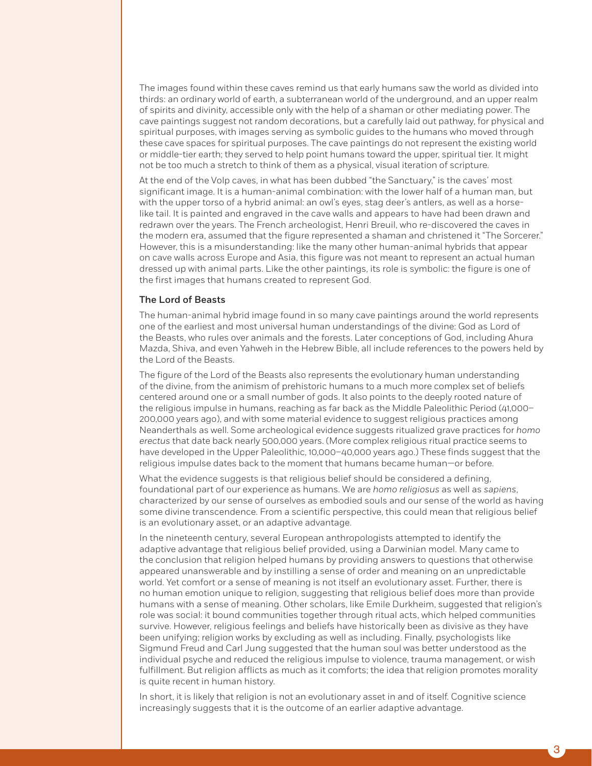The images found within these caves remind us that early humans saw the world as divided into thirds: an ordinary world of earth, a subterranean world of the underground, and an upper realm of spirits and divinity, accessible only with the help of a shaman or other mediating power. The cave paintings suggest not random decorations, but a carefully laid out pathway, for physical and spiritual purposes, with images serving as symbolic guides to the humans who moved through these cave spaces for spiritual purposes. The cave paintings do not represent the existing world or middle-tier earth; they served to help point humans toward the upper, spiritual tier. It might not be too much a stretch to think of them as a physical, visual iteration of scripture.

At the end of the Volp caves, in what has been dubbed "the Sanctuary," is the caves' most significant image. It is a human-animal combination: with the lower half of a human man, but with the upper torso of a hybrid animal: an owl's eyes, stag deer's antlers, as well as a horse-like tail. It is painted and engraved in the cave walls and appears to have had been drawn and redrawn over the years. The French archeologist, Henri Breuil, who re-discovered the caves in the modern era, assumed that the figure represented a shaman and christened it "The Sorcerer." However, this is a misunderstanding: like the many other human-animal hybrids that appear on cave walls across Europe and Asia, this figure was not meant to represent an actual human dressed up with animal parts. Like the other paintings, its role is symbolic: the figure is one of the first images that humans created to represent God.

### The Lord of Beasts

The human-animal hybrid image found in so many cave paintings around the world represents one of the earliest and most universal human understandings of the divine: God as Lord of the Beasts, who rules over animals and the forests. Later conceptions of God, including Ahura Mazda, Shiva, and even Yahweh in the Hebrew Bible, all include references to the powers held by the Lord of the Beasts.

The figure of the Lord of the Beasts also represents the evolutionary human understanding of the divine, from the animism of prehistoric humans to a much more complex set of beliefs centered around one or a small number of gods. It also points to the deeply rooted nature of the religious impulse in humans, reaching as far back as the Middle Paleolithic Period (41,000–200,000 years ago), and with some material evidence to suggest religious practices among Neanderthals as well. Some archeological evidence suggests ritualized grave practices for *homo erectus* that date back nearly 500,000 years. (More complex religious ritual practice seems to have developed in the Upper Paleolithic, 10,000–40,000 years ago.) These finds suggest that the religious impulse dates back to the moment that humans became human—or before.

What the evidence suggests is that religious belief should be considered a defining, foundational part of our experience as humans. We are *homo religiosus* as well as *sapiens*, characterized by our sense of ourselves as embodied souls and our sense of the world as having some divine transcendence. From a scientific perspective, this could mean that religious belief is an evolutionary asset, or an adaptive advantage.

In the nineteenth century, several European anthropologists attempted to identify the adaptive advantage that religious belief provided, using a Darwinian model. Many came to the conclusion that religion helped humans by providing answers to questions that otherwise appeared unanswerable and by instilling a sense of order and meaning on an unpredictable world. Yet comfort or a sense of meaning is not itself an evolutionary asset. Further, there is no human emotion unique to religion, suggesting that religious belief does more than provide humans with a sense of meaning. Other scholars, like Emile Durkheim, suggested that religion's role was social: it bound communities together through ritual acts, which helped communities survive. However, religious feelings and beliefs have historically been as divisive as they have been unifying; religion works by excluding as well as including. Finally, psychologists like Sigmund Freud and Carl Jung suggested that the human soul was better understood as the individual psyche and reduced the religious impulse to violence, trauma management, or wish fulfillment. But religion afflicts as much as it comforts; the idea that religion promotes morality is quite recent in human history.

In short, it is likely that religion is not an evolutionary asset in and of itself. Cognitive science increasingly suggests that it is the outcome of an earlier adaptive advantage.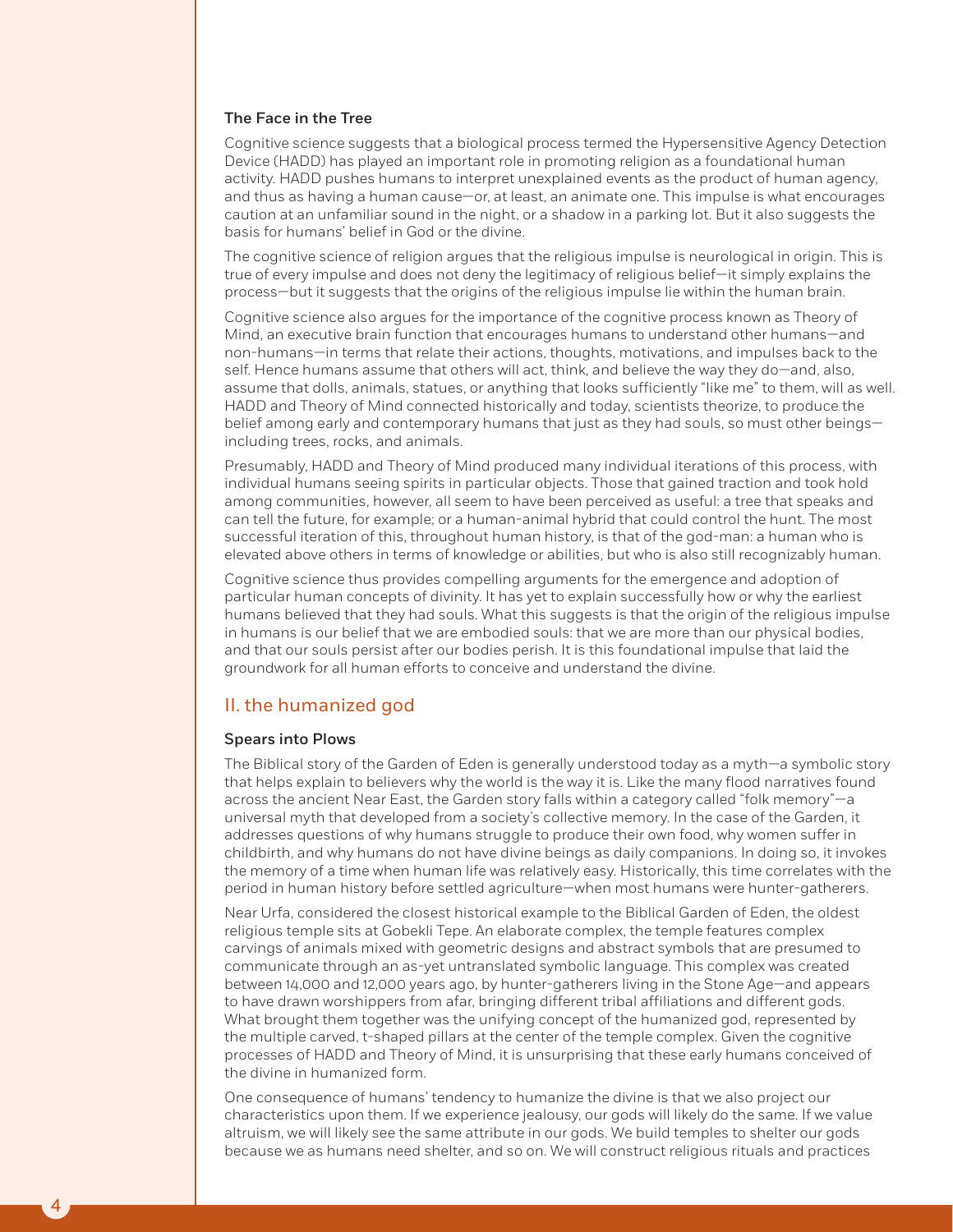### The Face in the Tree

Cognitive science suggests that a biological process termed the Hypersensitive Agency Detection Device (HADD) has played an important role in promoting religion as a foundational human activity. HADD pushes humans to interpret unexplained events as the product of human agency, and thus as having a human cause—or, at least, an animate one. This impulse is what encourages caution at an unfamiliar sound in the night, or a shadow in a parking lot. But it also suggests the basis for humans' belief in God or the divine.

The cognitive science of religion argues that the religious impulse is neurological in origin. This is true of every impulse and does not deny the legitimacy of religious belief—it simply explains the process—but it suggests that the origins of the religious impulse lie within the human brain.

Cognitive science also argues for the importance of the cognitive process known as Theory of Mind, an executive brain function that encourages humans to understand other humans—and non-humans—in terms that relate their actions, thoughts, motivations, and impulses back to the self. Hence humans assume that others will act, think, and believe the way they do—and, also, assume that dolls, animals, statues, or anything that looks sufficiently "like me" to them, will as well. HADD and Theory of Mind connected historically and today, scientists theorize, to produce the belief among early and contemporary humans that just as they had souls, so must other beings—including trees, rocks, and animals.

Presumably, HADD and Theory of Mind produced many individual iterations of this process, with individual humans seeing spirits in particular objects. Those that gained traction and took hold among communities, however, all seem to have been perceived as useful: a tree that speaks and can tell the future, for example; or a human-animal hybrid that could control the hunt. The most successful iteration of this, throughout human history, is that of the god-man: a human who is elevated above others in terms of knowledge or abilities, but who is also still recognizably human.

Cognitive science thus provides compelling arguments for the emergence and adoption of particular human concepts of divinity. It has yet to explain successfully how or why the earliest humans believed that they had souls. What this suggests is that the origin of the religious impulse in humans is our belief that we are embodied souls: that we are more than our physical bodies, and that our souls persist after our bodies perish. It is this foundational impulse that laid the groundwork for all human efforts to conceive and understand the divine.

## II. the humanized god

### Spears into Plows

The Biblical story of the Garden of Eden is generally understood today as a myth—a symbolic story that helps explain to believers why the world is the way it is. Like the many flood narratives found across the ancient Near East, the Garden story falls within a category called "folk memory"—a universal myth that developed from a society's collective memory. In the case of the Garden, it addresses questions of why humans struggle to produce their own food, why women suffer in childbirth, and why humans do not have divine beings as daily companions. In doing so, it invokes the memory of a time when human life was relatively easy. Historically, this time correlates with the period in human history before settled agriculture—when most humans were hunter-gatherers.

Near Urfa, considered the closest historical example to the Biblical Garden of Eden, the oldest religious temple sits at Gobekli Tepe. An elaborate complex, the temple features complex carvings of animals mixed with geometric designs and abstract symbols that are presumed to communicate through an as-yet untranslated symbolic language. This complex was created between 14,000 and 12,000 years ago, by hunter-gatherers living in the Stone Age—and appears to have drawn worshippers from afar, bringing different tribal affiliations and different gods. What brought them together was the unifying concept of the humanized god, represented by the multiple carved, t-shaped pillars at the center of the temple complex. Given the cognitive processes of HADD and Theory of Mind, it is unsurprising that these early humans conceived of the divine in humanized form.

One consequence of humans' tendency to humanize the divine is that we also project our characteristics upon them. If we experience jealousy, our gods will likely do the same. If we value altruism, we will likely see the same attribute in our gods. We build temples to shelter our gods because we as humans need shelter, and so on. We will construct religious rituals and practices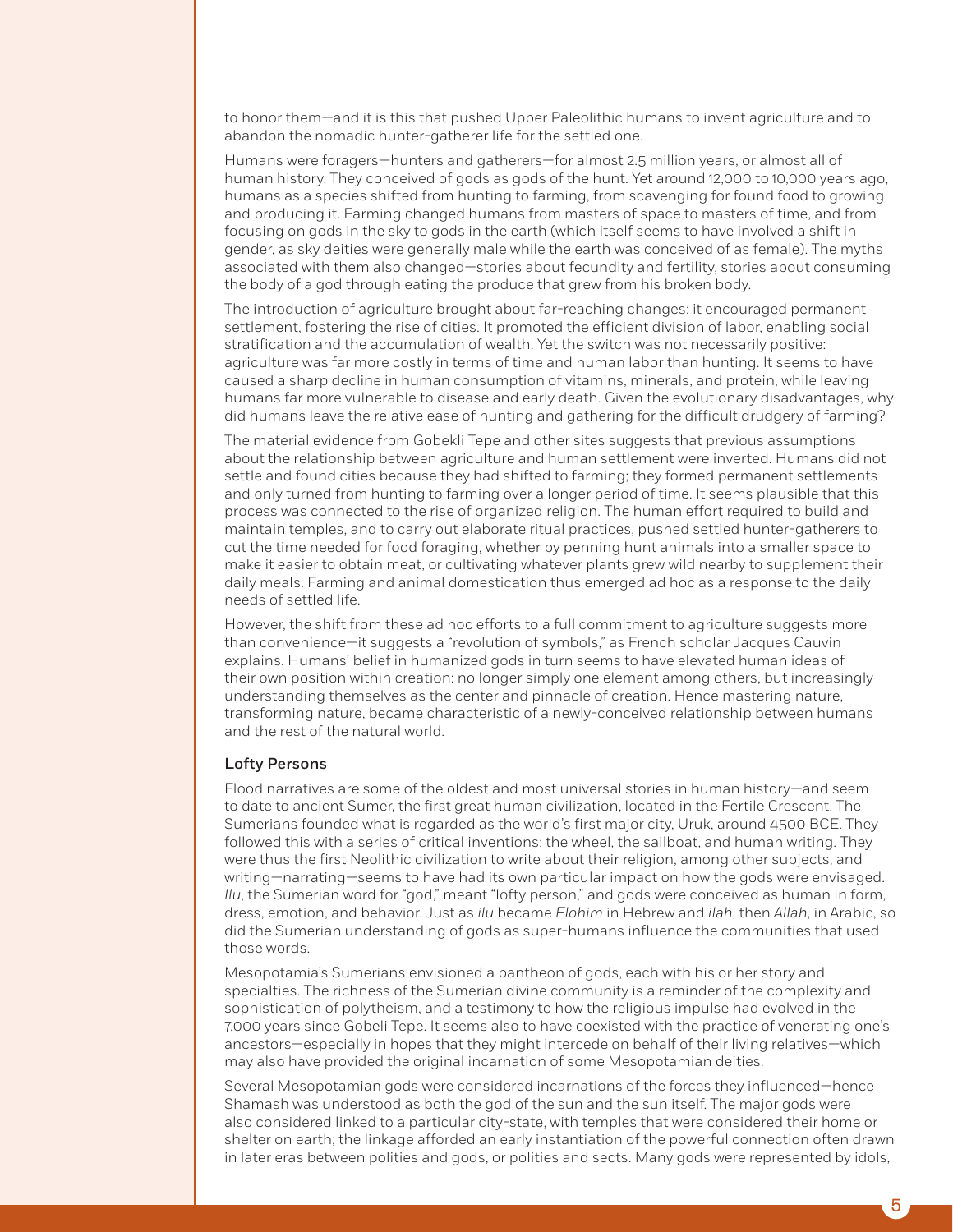to honor them—and it is this that pushed Upper Paleolithic humans to invent agriculture and to abandon the nomadic hunter-gatherer life for the settled one.

Humans were foragers—hunters and gatherers—for almost 2.5 million years, or almost all of human history. They conceived of gods as gods of the hunt. Yet around 12,000 to 10,000 years ago, humans as a species shifted from hunting to farming, from scavenging for found food to growing and producing it. Farming changed humans from masters of space to masters of time, and from focusing on gods in the sky to gods in the earth (which itself seems to have involved a shift in gender, as sky deities were generally male while the earth was conceived of as female). The myths associated with them also changed—stories about fecundity and fertility, stories about consuming the body of a god through eating the produce that grew from his broken body.

The introduction of agriculture brought about far-reaching changes: it encouraged permanent settlement, fostering the rise of cities. It promoted the efficient division of labor, enabling social stratification and the accumulation of wealth. Yet the switch was not necessarily positive: agriculture was far more costly in terms of time and human labor than hunting. It seems to have caused a sharp decline in human consumption of vitamins, minerals, and protein, while leaving humans far more vulnerable to disease and early death. Given the evolutionary disadvantages, why did humans leave the relative ease of hunting and gathering for the difficult drudgery of farming?

The material evidence from Gobekli Tepe and other sites suggests that previous assumptions about the relationship between agriculture and human settlement were inverted. Humans did not settle and found cities because they had shifted to farming; they formed permanent settlements and only turned from hunting to farming over a longer period of time. It seems plausible that this process was connected to the rise of organized religion. The human effort required to build and maintain temples, and to carry out elaborate ritual practices, pushed settled hunter-gatherers to cut the time needed for food foraging, whether by penning hunt animals into a smaller space to make it easier to obtain meat, or cultivating whatever plants grew wild nearby to supplement their daily meals. Farming and animal domestication thus emerged ad hoc as a response to the daily needs of settled life.

However, the shift from these ad hoc efforts to a full commitment to agriculture suggests more than convenience—it suggests a "revolution of symbols," as French scholar Jacques Cauvin explains. Humans' belief in humanized gods in turn seems to have elevated human ideas of their own position within creation: no longer simply one element among others, but increasingly understanding themselves as the center and pinnacle of creation. Hence mastering nature, transforming nature, became characteristic of a newly-conceived relationship between humans and the rest of the natural world.

### Lofty Persons

Flood narratives are some of the oldest and most universal stories in human history—and seem to date to ancient Sumer, the first great human civilization, located in the Fertile Crescent. The Sumerians founded what is regarded as the world's first major city, Uruk, around 4500 BCE. They followed this with a series of critical inventions: the wheel, the sailboat, and human writing. They were thus the first Neolithic civilization to write about their religion, among other subjects, and writing—narrating—seems to have had its own particular impact on how the gods were envisaged. *Ilu*, the Sumerian word for "god," meant "lofty person," and gods were conceived as human in form, dress, emotion, and behavior. Just as *ilu* became *Elohim* in Hebrew and *ilah*, then *Allah*, in Arabic, so did the Sumerian understanding of gods as super-humans influence the communities that used those words.

Mesopotamia's Sumerians envisioned a pantheon of gods, each with his or her story and specialties. The richness of the Sumerian divine community is a reminder of the complexity and sophistication of polytheism, and a testimony to how the religious impulse had evolved in the 7,000 years since Gobeli Tepe. It seems also to have coexisted with the practice of venerating one's ancestors—especially in hopes that they might intercede on behalf of their living relatives—which may also have provided the original incarnation of some Mesopotamian deities.

Several Mesopotamian gods were considered incarnations of the forces they influenced—hence Shamash was understood as both the god of the sun and the sun itself. The major gods were also considered linked to a particular city-state, with temples that were considered their home or shelter on earth; the linkage afforded an early instantiation of the powerful connection often drawn in later eras between polities and gods, or polities and sects. Many gods were represented by idols,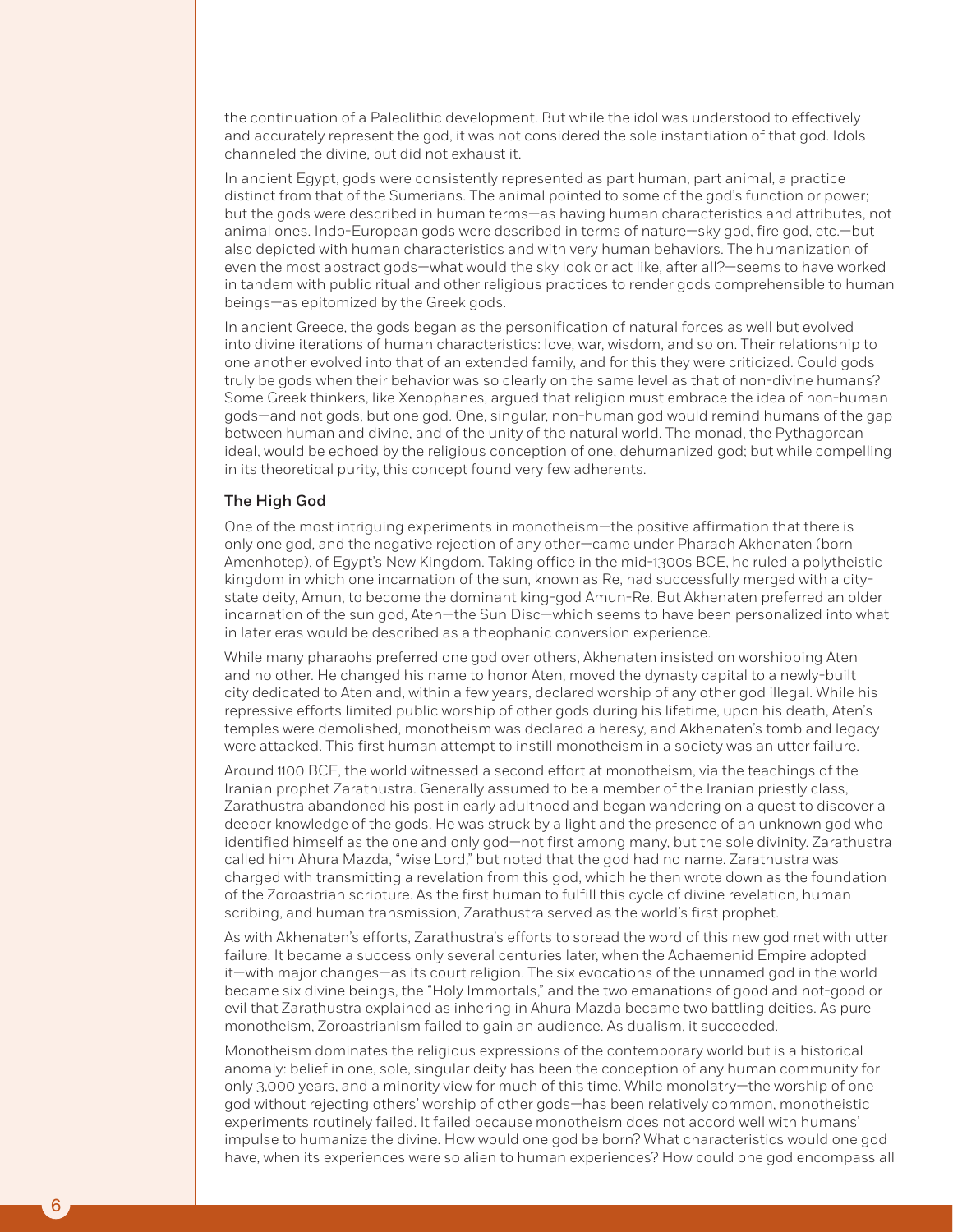the continuation of a Paleolithic development. But while the idol was understood to effectively and accurately represent the god, it was not considered the sole instantiation of that god. Idols channeled the divine, but did not exhaust it.

In ancient Egypt, gods were consistently represented as part human, part animal, a practice distinct from that of the Sumerians. The animal pointed to some of the god's function or power; but the gods were described in human terms—as having human characteristics and attributes, not animal ones. Indo-European gods were described in terms of nature—sky god, fire god, etc.—but also depicted with human characteristics and with very human behaviors. The humanization of even the most abstract gods—what would the sky look or act like, after all?—seems to have worked in tandem with public ritual and other religious practices to render gods comprehensible to human beings—as epitomized by the Greek gods.

In ancient Greece, the gods began as the personification of natural forces as well but evolved into divine iterations of human characteristics: love, war, wisdom, and so on. Their relationship to one another evolved into that of an extended family, and for this they were criticized. Could gods truly be gods when their behavior was so clearly on the same level as that of non-divine humans? Some Greek thinkers, like Xenophanes, argued that religion must embrace the idea of non-human gods—and not gods, but one god. One, singular, non-human god would remind humans of the gap between human and divine, and of the unity of the natural world. The monad, the Pythagorean ideal, would be echoed by the religious conception of one, dehumanized god; but while compelling in its theoretical purity, this concept found very few adherents.

### The High God

One of the most intriguing experiments in monotheism—the positive affirmation that there is only one god, and the negative rejection of any other—came under Pharaoh Akhenaten (born Amenhotep), of Egypt's New Kingdom. Taking office in the mid-1300s BCE, he ruled a polytheistic kingdom in which one incarnation of the sun, known as Re, had successfully merged with a city-state deity, Amun, to become the dominant king-god Amun-Re. But Akhenaten preferred an older incarnation of the sun god, Aten—the Sun Disc—which seems to have been personalized into what in later eras would be described as a theophanic conversion experience.

While many pharaohs preferred one god over others, Akhenaten insisted on worshipping Aten and no other. He changed his name to honor Aten, moved the dynasty capital to a newly-built city dedicated to Aten and, within a few years, declared worship of any other god illegal. While his repressive efforts limited public worship of other gods during his lifetime, upon his death, Aten's temples were demolished, monotheism was declared a heresy, and Akhenaten's tomb and legacy were attacked. This first human attempt to instill monotheism in a society was an utter failure.

Around 1100 BCE, the world witnessed a second effort at monotheism, via the teachings of the Iranian prophet Zarathustra. Generally assumed to be a member of the Iranian priestly class, Zarathustra abandoned his post in early adulthood and began wandering on a quest to discover a deeper knowledge of the gods. He was struck by a light and the presence of an unknown god who identified himself as the one and only god—not first among many, but the sole divinity. Zarathustra called him Ahura Mazda, "wise Lord," but noted that the god had no name. Zarathustra was charged with transmitting a revelation from this god, which he then wrote down as the foundation of the Zoroastrian scripture. As the first human to fulfill this cycle of divine revelation, human scribing, and human transmission, Zarathustra served as the world's first prophet.

As with Akhenaten's efforts, Zarathustra's efforts to spread the word of this new god met with utter failure. It became a success only several centuries later, when the Achaemenid Empire adopted it—with major changes—as its court religion. The six evocations of the unnamed god in the world became six divine beings, the "Holy Immortals," and the two emanations of good and not-good or evil that Zarathustra explained as inhering in Ahura Mazda became two battling deities. As pure monotheism, Zoroastrianism failed to gain an audience. As dualism, it succeeded.

Monotheism dominates the religious expressions of the contemporary world but is a historical anomaly: belief in one, sole, singular deity has been the conception of any human community for only 3,000 years, and a minority view for much of this time. While monolatry—the worship of one god without rejecting others' worship of other gods—has been relatively common, monotheistic experiments routinely failed. It failed because monotheism does not accord well with humans' impulse to humanize the divine. How would one god be born? What characteristics would one god have, when its experiences were so alien to human experiences? How could one god encompass all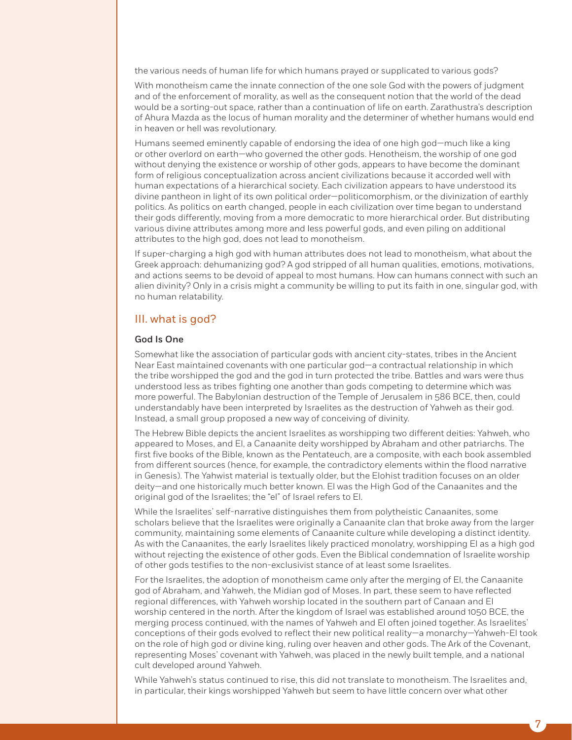the various needs of human life for which humans prayed or supplicated to various gods?

With monotheism came the innate connection of the one sole God with the powers of judgment and of the enforcement of morality, as well as the consequent notion that the world of the dead would be a sorting-out space, rather than a continuation of life on earth. Zarathustra's description of Ahura Mazda as the locus of human morality and the determiner of whether humans would end in heaven or hell was revolutionary.

Humans seemed eminently capable of endorsing the idea of one high god—much like a king or other overlord on earth—who governed the other gods. Henotheism, the worship of one god without denying the existence or worship of other gods, appears to have become the dominant form of religious conceptualization across ancient civilizations because it accorded well with human expectations of a hierarchical society. Each civilization appears to have understood its divine pantheon in light of its own political order—politicomorphism, or the divinization of earthly politics. As politics on earth changed, people in each civilization over time began to understand their gods differently, moving from a more democratic to more hierarchical order. But distributing various divine attributes among more and less powerful gods, and even piling on additional attributes to the high god, does not lead to monotheism.

If super-charging a high god with human attributes does not lead to monotheism, what about the Greek approach: dehumanizing god? A god stripped of all human qualities, emotions, motivations, and actions seems to be devoid of appeal to most humans. How can humans connect with such an alien divinity? Only in a crisis might a community be willing to put its faith in one, singular god, with no human relatability.

## III. what is god?

### God Is One

Somewhat like the association of particular gods with ancient city-states, tribes in the Ancient Near East maintained covenants with one particular god—a contractual relationship in which the tribe worshipped the god and the god in turn protected the tribe. Battles and wars were thus understood less as tribes fighting one another than gods competing to determine which was more powerful. The Babylonian destruction of the Temple of Jerusalem in 586 BCE, then, could understandably have been interpreted by Israelites as the destruction of Yahweh as their god. Instead, a small group proposed a new way of conceiving of divinity.

The Hebrew Bible depicts the ancient Israelites as worshipping two different deities: Yahweh, who appeared to Moses, and El, a Canaanite deity worshipped by Abraham and other patriarchs. The first five books of the Bible, known as the Pentateuch, are a composite, with each book assembled from different sources (hence, for example, the contradictory elements within the flood narrative in Genesis). The Yahwist material is textually older, but the Elohist tradition focuses on an older deity—and one historically much better known. El was the High God of the Canaanites and the original god of the Israelites; the "el" of Israel refers to El.

While the Israelites' self-narrative distinguishes them from polytheistic Canaanites, some scholars believe that the Israelites were originally a Canaanite clan that broke away from the larger community, maintaining some elements of Canaanite culture while developing a distinct identity. As with the Canaanites, the early Israelites likely practiced monolatry, worshipping El as a high god without rejecting the existence of other gods. Even the Biblical condemnation of Israelite worship of other gods testifies to the non-exclusivist stance of at least some Israelites.

For the Israelites, the adoption of monotheism came only after the merging of El, the Canaanite god of Abraham, and Yahweh, the Midian god of Moses. In part, these seem to have reflected regional differences, with Yahweh worship located in the southern part of Canaan and El worship centered in the north. After the kingdom of Israel was established around 1050 BCE, the merging process continued, with the names of Yahweh and El often joined together. As Israelites' conceptions of their gods evolved to reflect their new political reality—a monarchy—Yahweh-El took on the role of high god or divine king, ruling over heaven and other gods. The Ark of the Covenant, representing Moses' covenant with Yahweh, was placed in the newly built temple, and a national cult developed around Yahweh.

While Yahweh's status continued to rise, this did not translate to monotheism. The Israelites and, in particular, their kings worshipped Yahweh but seem to have little concern over what other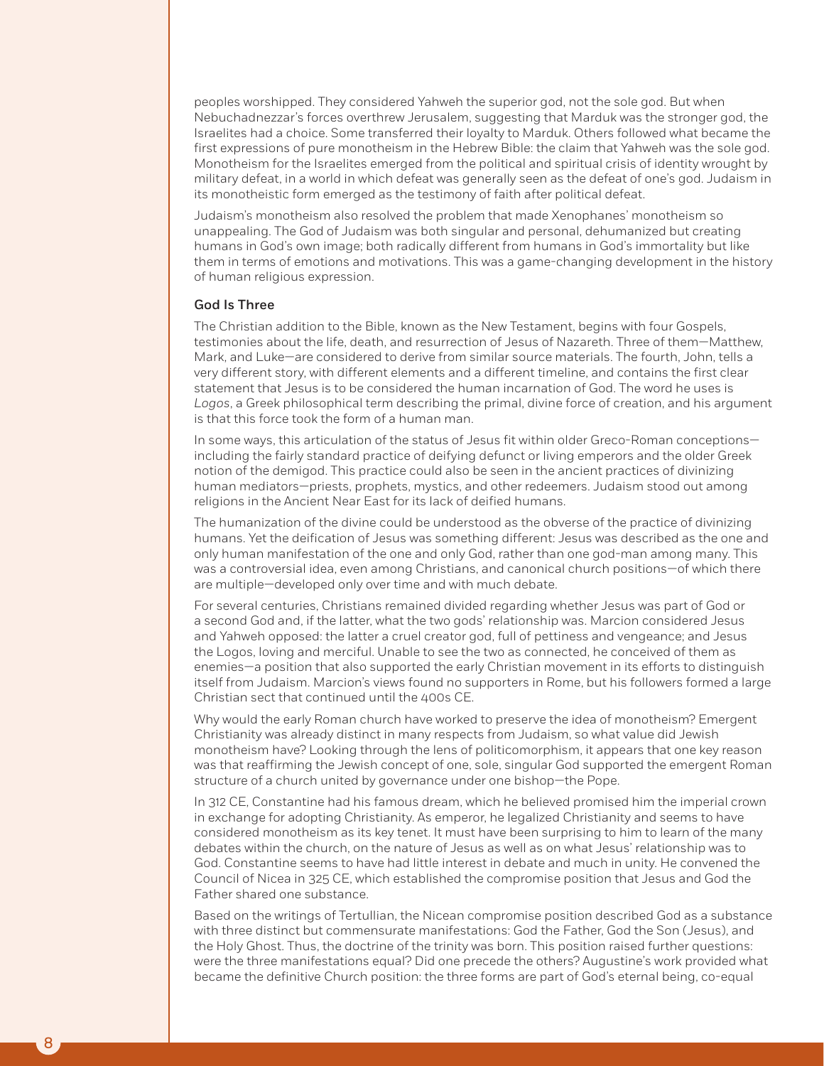peoples worshipped. They considered Yahweh the superior god, not the sole god. But when Nebuchadnezzar's forces overthrew Jerusalem, suggesting that Marduk was the stronger god, the Israelites had a choice. Some transferred their loyalty to Marduk. Others followed what became the first expressions of pure monotheism in the Hebrew Bible: the claim that Yahweh was the sole god. Monotheism for the Israelites emerged from the political and spiritual crisis of identity wrought by military defeat, in a world in which defeat was generally seen as the defeat of one's god. Judaism in its monotheistic form emerged as the testimony of faith after political defeat.

Judaism's monotheism also resolved the problem that made Xenophanes' monotheism so unappealing. The God of Judaism was both singular and personal, dehumanized but creating humans in God's own image; both radically different from humans in God's immortality but like them in terms of emotions and motivations. This was a game-changing development in the history of human religious expression.

### God Is Three

The Christian addition to the Bible, known as the New Testament, begins with four Gospels, testimonies about the life, death, and resurrection of Jesus of Nazareth. Three of them—Matthew, Mark, and Luke—are considered to derive from similar source materials. The fourth, John, tells a very different story, with different elements and a different timeline, and contains the first clear statement that Jesus is to be considered the human incarnation of God. The word he uses is *Logos*, a Greek philosophical term describing the primal, divine force of creation, and his argument is that this force took the form of a human man.

In some ways, this articulation of the status of Jesus fit within older Greco-Roman conceptions—including the fairly standard practice of deifying defunct or living emperors and the older Greek notion of the demigod. This practice could also be seen in the ancient practices of divinizing human mediators—priests, prophets, mystics, and other redeemers. Judaism stood out among religions in the Ancient Near East for its lack of deified humans.

The humanization of the divine could be understood as the obverse of the practice of divinizing humans. Yet the deification of Jesus was something different: Jesus was described as the one and only human manifestation of the one and only God, rather than one god-man among many. This was a controversial idea, even among Christians, and canonical church positions—of which there are multiple—developed only over time and with much debate.

For several centuries, Christians remained divided regarding whether Jesus was part of God or a second God and, if the latter, what the two gods' relationship was. Marcion considered Jesus and Yahweh opposed: the latter a cruel creator god, full of pettiness and vengeance; and Jesus the Logos, loving and merciful. Unable to see the two as connected, he conceived of them as enemies—a position that also supported the early Christian movement in its efforts to distinguish itself from Judaism. Marcion's views found no supporters in Rome, but his followers formed a large Christian sect that continued until the 400s CE.

Why would the early Roman church have worked to preserve the idea of monotheism? Emergent Christianity was already distinct in many respects from Judaism, so what value did Jewish monotheism have? Looking through the lens of politicomorphism, it appears that one key reason was that reaffirming the Jewish concept of one, sole, singular God supported the emergent Roman structure of a church united by governance under one bishop—the Pope.

In 312 CE, Constantine had his famous dream, which he believed promised him the imperial crown in exchange for adopting Christianity. As emperor, he legalized Christianity and seems to have considered monotheism as its key tenet. It must have been surprising to him to learn of the many debates within the church, on the nature of Jesus as well as on what Jesus' relationship was to God. Constantine seems to have had little interest in debate and much in unity. He convened the Council of Nicea in 325 CE, which established the compromise position that Jesus and God the Father shared one substance.

Based on the writings of Tertullian, the Nicean compromise position described God as a substance with three distinct but commensurate manifestations: God the Father, God the Son (Jesus), and the Holy Ghost. Thus, the doctrine of the trinity was born. This position raised further questions: were the three manifestations equal? Did one precede the others? Augustine's work provided what became the definitive Church position: the three forms are part of God's eternal being, co-equal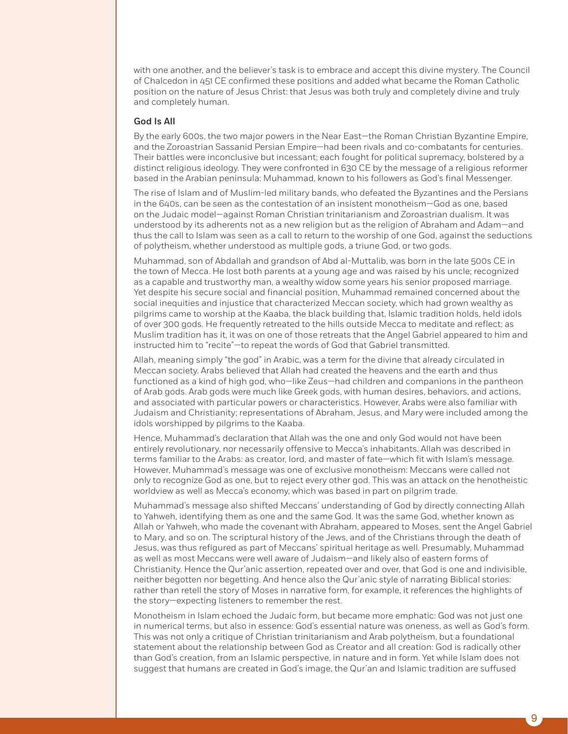with one another, and the believer's task is to embrace and accept this divine mystery. The Council of Chalcedon in 451 CE confirmed these positions and added what became the Roman Catholic position on the nature of Jesus Christ: that Jesus was both truly and completely divine and truly and completely human.

### God Is All

By the early 600s, the two major powers in the Near East—the Roman Christian Byzantine Empire, and the Zoroastrian Sassanid Persian Empire—had been rivals and co-combatants for centuries. Their battles were inconclusive but incessant; each fought for political supremacy, bolstered by a distinct religious ideology. They were confronted in 630 CE by the message of a religious reformer based in the Arabian peninsula: Muhammad, known to his followers as God's final Messenger.

The rise of Islam and of Muslim-led military bands, who defeated the Byzantines and the Persians in the 640s, can be seen as the contestation of an insistent monotheism—God as one, based on the Judaic model—against Roman Christian trinitarianism and Zoroastrian dualism. It was understood by its adherents not as a new religion but as the religion of Abraham and Adam—and thus the call to Islam was seen as a call to return to the worship of one God, against the seductions of polytheism, whether understood as multiple gods, a triune God, or two gods.

Muhammad, son of Abdallah and grandson of Abd al-Muttalib, was born in the late 500s CE in the town of Mecca. He lost both parents at a young age and was raised by his uncle; recognized as a capable and trustworthy man, a wealthy widow some years his senior proposed marriage. Yet despite his secure social and financial position, Muhammad remained concerned about the social inequities and injustice that characterized Meccan society, which had grown wealthy as pilgrims came to worship at the Kaaba, the black building that, Islamic tradition holds, held idols of over 300 gods. He frequently retreated to the hills outside Mecca to meditate and reflect; as Muslim tradition has it, it was on one of those retreats that the Angel Gabriel appeared to him and instructed him to "recite"—to repeat the words of God that Gabriel transmitted.

Allah, meaning simply "the god" in Arabic, was a term for the divine that already circulated in Meccan society. Arabs believed that Allah had created the heavens and the earth and thus functioned as a kind of high god, who—like Zeus—had children and companions in the pantheon of Arab gods. Arab gods were much like Greek gods, with human desires, behaviors, and actions, and associated with particular powers or characteristics. However, Arabs were also familiar with Judaism and Christianity; representations of Abraham, Jesus, and Mary were included among the idols worshipped by pilgrims to the Kaaba.

Hence, Muhammad's declaration that Allah was the one and only God would not have been entirely revolutionary, nor necessarily offensive to Mecca's inhabitants. Allah was described in terms familiar to the Arabs: as creator, lord, and master of fate—which fit with Islam's message. However, Muhammad's message was one of exclusive monotheism: Meccans were called not only to recognize God as one, but to reject every other god. This was an attack on the henotheistic worldview as well as Mecca's economy, which was based in part on pilgrim trade.

Muhammad's message also shifted Meccans' understanding of God by directly connecting Allah to Yahweh, identifying them as one and the same God. It was the same God, whether known as Allah or Yahweh, who made the covenant with Abraham, appeared to Moses, sent the Angel Gabriel to Mary, and so on. The scriptural history of the Jews, and of the Christians through the death of Jesus, was thus refigured as part of Meccans' spiritual heritage as well. Presumably, Muhammad as well as most Meccans were well aware of Judaism—and likely also of eastern forms of Christianity. Hence the Qur'anic assertion, repeated over and over, that God is one and indivisible, neither begotten nor begetting. And hence also the Qur'anic style of narrating Biblical stories: rather than retell the story of Moses in narrative form, for example, it references the highlights of the story—expecting listeners to remember the rest.

Monotheism in Islam echoed the Judaic form, but became more emphatic: God was not just one in numerical terms, but also in essence: God's essential nature was oneness, as well as God's form. This was not only a critique of Christian trinitarianism and Arab polytheism, but a foundational statement about the relationship between God as Creator and all creation: God is radically other than God's creation, from an Islamic perspective, in nature and in form. Yet while Islam does not suggest that humans are created in God's image, the Qur'an and Islamic tradition are suffused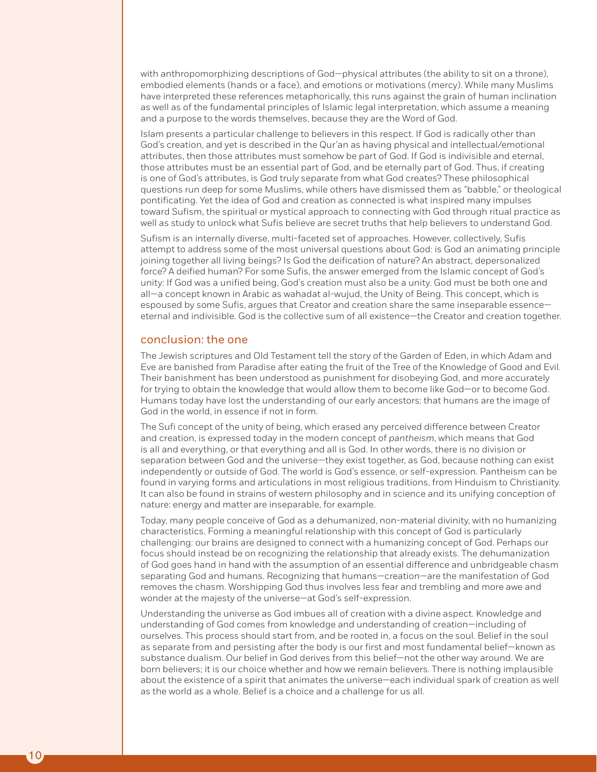with anthropomorphizing descriptions of God—physical attributes (the ability to sit on a throne), embodied elements (hands or a face), and emotions or motivations (mercy). While many Muslims have interpreted these references metaphorically, this runs against the grain of human inclination as well as of the fundamental principles of Islamic legal interpretation, which assume a meaning and a purpose to the words themselves, because they are the Word of God.

Islam presents a particular challenge to believers in this respect. If God is radically other than God's creation, and yet is described in the Qur'an as having physical and intellectual/emotional attributes, then those attributes must somehow be part of God. If God is indivisible and eternal, those attributes must be an essential part of God, and be eternally part of God. Thus, if creating is one of God's attributes, is God truly separate from what God creates? These philosophical questions run deep for some Muslims, while others have dismissed them as "babble," or theological pontificating. Yet the idea of God and creation as connected is what inspired many impulses toward Sufism, the spiritual or mystical approach to connecting with God through ritual practice as well as study to unlock what Sufis believe are secret truths that help believers to understand God.

Sufism is an internally diverse, multi-faceted set of approaches. However, collectively, Sufis attempt to address some of the most universal questions about God: is God an animating principle joining together all living beings? Is God the deification of nature? An abstract, depersonalized force? A deified human? For some Sufis, the answer emerged from the Islamic concept of God's unity: If God was a unified being, God's creation must also be a unity. God must be both one and all—a concept known in Arabic as wahadat al-wujud, the Unity of Being. This concept, which is espoused by some Sufis, argues that Creator and creation share the same inseparable essence—eternal and indivisible. God is the collective sum of all existence—the Creator and creation together.

## conclusion: the one

The Jewish scriptures and Old Testament tell the story of the Garden of Eden, in which Adam and Eve are banished from Paradise after eating the fruit of the Tree of the Knowledge of Good and Evil. Their banishment has been understood as punishment for disobeying God, and more accurately for trying to obtain the knowledge that would allow them to become like God—or to become God. Humans today have lost the understanding of our early ancestors: that humans are the image of God in the world, in essence if not in form.

The Sufi concept of the unity of being, which erased any perceived difference between Creator and creation, is expressed today in the modern concept of *pantheism*, which means that God is all and everything, or that everything and all is God. In other words, there is no division or separation between God and the universe—they exist together, as God, because nothing can exist independently or outside of God. The world is God's essence, or self-expression. Pantheism can be found in varying forms and articulations in most religious traditions, from Hinduism to Christianity. It can also be found in strains of western philosophy and in science and its unifying conception of nature: energy and matter are inseparable, for example.

Today, many people conceive of God as a dehumanized, non-material divinity, with no humanizing characteristics. Forming a meaningful relationship with this concept of God is particularly challenging: our brains are designed to connect with a humanizing concept of God. Perhaps our focus should instead be on recognizing the relationship that already exists. The dehumanization of God goes hand in hand with the assumption of an essential difference and unbridgeable chasm separating God and humans. Recognizing that humans—creation—are the manifestation of God removes the chasm. Worshipping God thus involves less fear and trembling and more awe and wonder at the majesty of the universe—at God's self-expression.

Understanding the universe as God imbues all of creation with a divine aspect. Knowledge and understanding of God comes from knowledge and understanding of creation—including of ourselves. This process should start from, and be rooted in, a focus on the soul. Belief in the soul as separate from and persisting after the body is our first and most fundamental belief—known as substance dualism. Our belief in God derives from this belief—not the other way around. We are born believers; it is our choice whether and how we remain believers. There is nothing implausible about the existence of a spirit that animates the universe—each individual spark of creation as well as the world as a whole. Belief is a choice and a challenge for us all.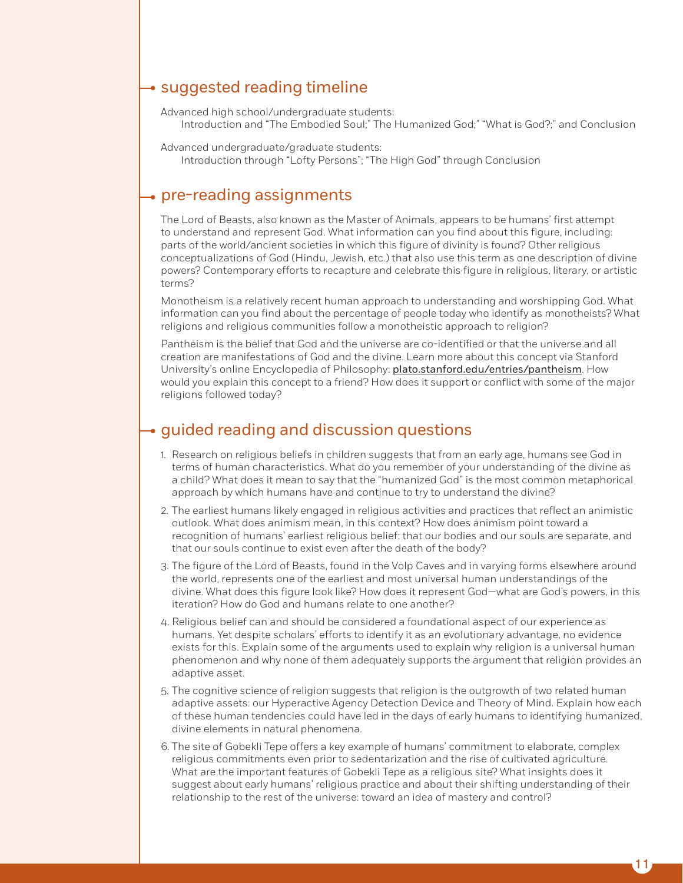## suggested reading timeline

Advanced high school/undergraduate students:
Introduction and "The Embodied Soul;" The Humanized God;" "What is God?;" and Conclusion

Advanced undergraduate/graduate students:
Introduction through "Lofty Persons"; "The High God" through Conclusion

## pre-reading assignments

The Lord of Beasts, also known as the Master of Animals, appears to be humans' first attempt to understand and represent God. What information can you find about this figure, including: parts of the world/ancient societies in which this figure of divinity is found? Other religious conceptualizations of God (Hindu, Jewish, etc.) that also use this term as one description of divine powers? Contemporary efforts to recapture and celebrate this figure in religious, literary, or artistic terms?

Monotheism is a relatively recent human approach to understanding and worshipping God. What information can you find about the percentage of people today who identify as monotheists? What religions and religious communities follow a monotheistic approach to religion?

Pantheism is the belief that God and the universe are co-identified or that the universe and all creation are manifestations of God and the divine. Learn more about this concept via Stanford University's online Encyclopedia of Philosophy: plato.stanford.edu/entries/pantheism. How would you explain this concept to a friend? How does it support or conflict with some of the major religions followed today?

## guided reading and discussion questions

1. Research on religious beliefs in children suggests that from an early age, humans see God in terms of human characteristics. What do you remember of your understanding of the divine as a child? What does it mean to say that the "humanized God" is the most common metaphorical approach by which humans have and continue to try to understand the divine?
2. The earliest humans likely engaged in religious activities and practices that reflect an animistic outlook. What does animism mean, in this context? How does animism point toward a recognition of humans' earliest religious belief: that our bodies and our souls are separate, and that our souls continue to exist even after the death of the body?
3. The figure of the Lord of Beasts, found in the Volp Caves and in varying forms elsewhere around the world, represents one of the earliest and most universal human understandings of the divine. What does this figure look like? How does it represent God—what are God's powers, in this iteration? How do God and humans relate to one another?
4. Religious belief can and should be considered a foundational aspect of our experience as humans. Yet despite scholars' efforts to identify it as an evolutionary advantage, no evidence exists for this. Explain some of the arguments used to explain why religion is a universal human phenomenon and why none of them adequately supports the argument that religion provides an adaptive asset.
5. The cognitive science of religion suggests that religion is the outgrowth of two related human adaptive assets: our Hyperactive Agency Detection Device and Theory of Mind. Explain how each of these human tendencies could have led in the days of early humans to identifying humanized, divine elements in natural phenomena.
6. The site of Gobekli Tepe offers a key example of humans' commitment to elaborate, complex religious commitments even prior to sedentarization and the rise of cultivated agriculture. What are the important features of Gobekli Tepe as a religious site? What insights does it suggest about early humans' religious practice and about their shifting understanding of their relationship to the rest of the universe: toward an idea of mastery and control?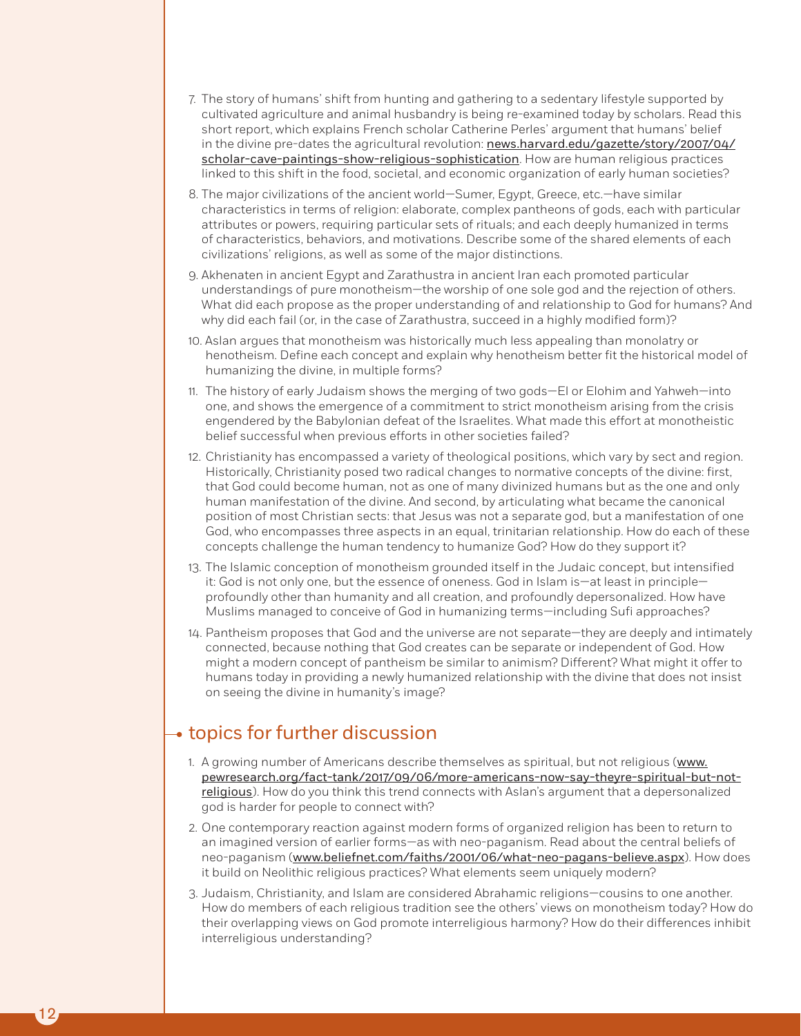7. The story of humans' shift from hunting and gathering to a sedentary lifestyle supported by cultivated agriculture and animal husbandry is being re-examined today by scholars. Read this short report, which explains French scholar Catherine Perles' argument that humans' belief in the divine pre-dates the agricultural revolution: news.harvard.edu/gazette/story/2007/04/scholar-cave-paintings-show-religious-sophistication. How are human religious practices linked to this shift in the food, societal, and economic organization of early human societies?

8. The major civilizations of the ancient world—Sumer, Egypt, Greece, etc.—have similar characteristics in terms of religion: elaborate, complex pantheons of gods, each with particular attributes or powers, requiring particular sets of rituals; and each deeply humanized in terms of characteristics, behaviors, and motivations. Describe some of the shared elements of each civilizations' religions, as well as some of the major distinctions.

9. Akhenaten in ancient Egypt and Zarathustra in ancient Iran each promoted particular understandings of pure monotheism—the worship of one sole god and the rejection of others. What did each propose as the proper understanding of and relationship to God for humans? And why did each fail (or, in the case of Zarathustra, succeed in a highly modified form)?

10. Aslan argues that monotheism was historically much less appealing than monolatry or henotheism. Define each concept and explain why henotheism better fit the historical model of humanizing the divine, in multiple forms?

11. The history of early Judaism shows the merging of two gods—El or Elohim and Yahweh—into one, and shows the emergence of a commitment to strict monotheism arising from the crisis engendered by the Babylonian defeat of the Israelites. What made this effort at monotheistic belief successful when previous efforts in other societies failed?

12. Christianity has encompassed a variety of theological positions, which vary by sect and region. Historically, Christianity posed two radical changes to normative concepts of the divine: first, that God could become human, not as one of many divinized humans but as the one and only human manifestation of the divine. And second, by articulating what became the canonical position of most Christian sects: that Jesus was not a separate god, but a manifestation of one God, who encompasses three aspects in an equal, trinitarian relationship. How do each of these concepts challenge the human tendency to humanize God? How do they support it?

13. The Islamic conception of monotheism grounded itself in the Judaic concept, but intensified it: God is not only one, but the essence of oneness. God in Islam is—at least in principle—profoundly other than humanity and all creation, and profoundly depersonalized. How have Muslims managed to conceive of God in humanizing terms—including Sufi approaches?

14. Pantheism proposes that God and the universe are not separate—they are deeply and intimately connected, because nothing that God creates can be separate or independent of God. How might a modern concept of pantheism be similar to animism? Different? What might it offer to humans today in providing a newly humanized relationship with the divine that does not insist on seeing the divine in humanity's image?

## topics for further discussion

1. A growing number of Americans describe themselves as spiritual, but not religious (www.pewresearch.org/fact-tank/2017/09/06/more-americans-now-say-theyre-spiritual-but-not-religious). How do you think this trend connects with Aslan's argument that a depersonalized god is harder for people to connect with?

2. One contemporary reaction against modern forms of organized religion has been to return to an imagined version of earlier forms—as with neo-paganism. Read about the central beliefs of neo-paganism (www.beliefnet.com/faiths/2001/06/what-neo-pagans-believe.aspx). How does it build on Neolithic religious practices? What elements seem uniquely modern?

3. Judaism, Christianity, and Islam are considered Abrahamic religions—cousins to one another. How do members of each religious tradition see the others' views on monotheism today? How do their overlapping views on God promote interreligious harmony? How do their differences inhibit interreligious understanding?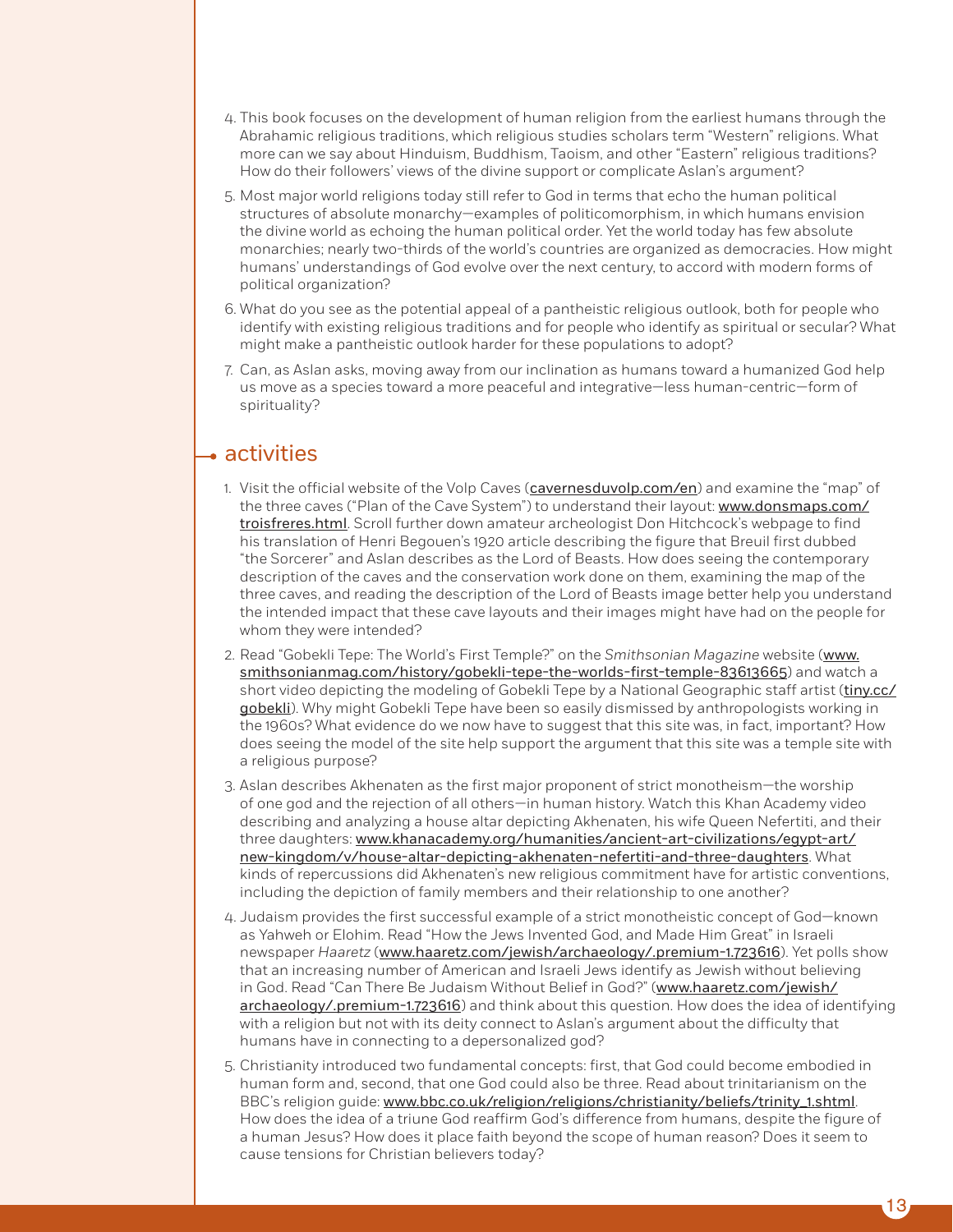4. This book focuses on the development of human religion from the earliest humans through the Abrahamic religious traditions, which religious studies scholars term "Western" religions. What more can we say about Hinduism, Buddhism, Taoism, and other "Eastern" religious traditions? How do their followers' views of the divine support or complicate Aslan's argument?

5. Most major world religions today still refer to God in terms that echo the human political structures of absolute monarchy—examples of politicomorphism, in which humans envision the divine world as echoing the human political order. Yet the world today has few absolute monarchies; nearly two-thirds of the world's countries are organized as democracies. How might humans' understandings of God evolve over the next century, to accord with modern forms of political organization?

6. What do you see as the potential appeal of a pantheistic religious outlook, both for people who identify with existing religious traditions and for people who identify as spiritual or secular? What might make a pantheistic outlook harder for these populations to adopt?

7. Can, as Aslan asks, moving away from our inclination as humans toward a humanized God help us move as a species toward a more peaceful and integrative—less human-centric—form of spirituality?

## activities

1. Visit the official website of the Volp Caves (cavernesduvolp.com/en) and examine the "map" of the three caves ("Plan of the Cave System") to understand their layout: www.donsmaps.com/troisfreres.html. Scroll further down amateur archeologist Don Hitchcock's webpage to find his translation of Henri Begouen's 1920 article describing the figure that Breuil first dubbed "the Sorcerer" and Aslan describes as the Lord of Beasts. How does seeing the contemporary description of the caves and the conservation work done on them, examining the map of the three caves, and reading the description of the Lord of Beasts image better help you understand the intended impact that these cave layouts and their images might have had on the people for whom they were intended?

2. Read "Gobekli Tepe: The World's First Temple?" on the *Smithsonian Magazine* website (www.smithsonianmag.com/history/gobekli-tepe-the-worlds-first-temple-83613665) and watch a short video depicting the modeling of Gobekli Tepe by a National Geographic staff artist (tiny.cc/gobekli). Why might Gobekli Tepe have been so easily dismissed by anthropologists working in the 1960s? What evidence do we now have to suggest that this site was, in fact, important? How does seeing the model of the site help support the argument that this site was a temple site with a religious purpose?

3. Aslan describes Akhenaten as the first major proponent of strict monotheism—the worship of one god and the rejection of all others—in human history. Watch this Khan Academy video describing and analyzing a house altar depicting Akhenaten, his wife Queen Nefertiti, and their three daughters: www.khanacademy.org/humanities/ancient-art-civilizations/egypt-art/new-kingdom/v/house-altar-depicting-akhenaten-nefertiti-and-three-daughters. What kinds of repercussions did Akhenaten's new religious commitment have for artistic conventions, including the depiction of family members and their relationship to one another?

4. Judaism provides the first successful example of a strict monotheistic concept of God—known as Yahweh or Elohim. Read "How the Jews Invented God, and Made Him Great" in Israeli newspaper *Haaretz* (www.haaretz.com/jewish/archaeology/.premium-1.723616). Yet polls show that an increasing number of American and Israeli Jews identify as Jewish without believing in God. Read "Can There Be Judaism Without Belief in God?" (www.haaretz.com/jewish/archaeology/.premium-1.723616) and think about this question. How does the idea of identifying with a religion but not with its deity connect to Aslan's argument about the difficulty that humans have in connecting to a depersonalized god?

5. Christianity introduced two fundamental concepts: first, that God could become embodied in human form and, second, that one God could also be three. Read about trinitarianism on the BBC's religion guide: www.bbc.co.uk/religion/religions/christianity/beliefs/trinity_1.shtml. How does the idea of a triune God reaffirm God's difference from humans, despite the figure of a human Jesus? How does it place faith beyond the scope of human reason? Does it seem to cause tensions for Christian believers today?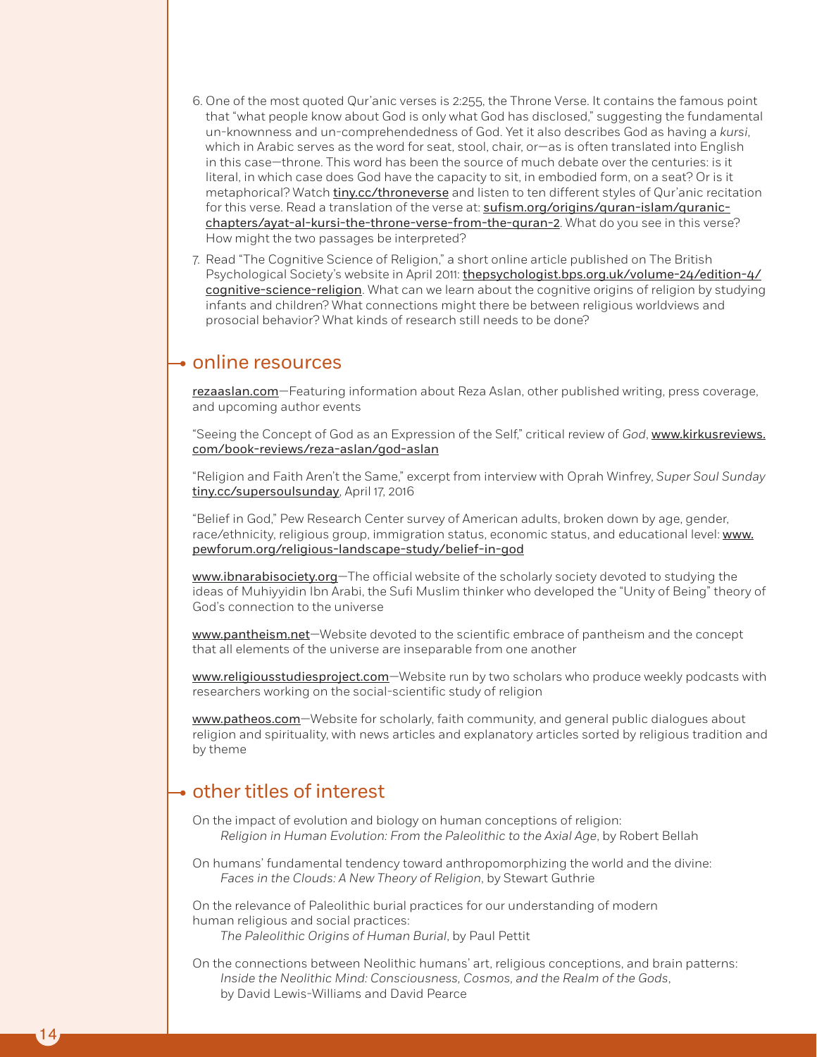6. One of the most quoted Qur'anic verses is 2:255, the Throne Verse. It contains the famous point that "what people know about God is only what God has disclosed," suggesting the fundamental un-knownness and un-comprehendedness of God. Yet it also describes God as having a *kursi*, which in Arabic serves as the word for seat, stool, chair, or—as is often translated into English in this case—throne. This word has been the source of much debate over the centuries: is it literal, in which case does God have the capacity to sit, in embodied form, on a seat? Or is it metaphorical? Watch tiny.cc/throneverse and listen to ten different styles of Qur'anic recitation for this verse. Read a translation of the verse at: sufism.org/origins/quran-islam/quranic-chapters/ayat-al-kursi-the-throne-verse-from-the-quran-2. What do you see in this verse? How might the two passages be interpreted?

7. Read "The Cognitive Science of Religion," a short online article published on The British Psychological Society's website in April 2011: thepsychologist.bps.org.uk/volume-24/edition-4/cognitive-science-religion. What can we learn about the cognitive origins of religion by studying infants and children? What connections might there be between religious worldviews and prosocial behavior? What kinds of research still needs to be done?

## online resources

rezaaslan.com—Featuring information about Reza Aslan, other published writing, press coverage, and upcoming author events

"Seeing the Concept of God as an Expression of the Self," critical review of *God*, www.kirkusreviews.com/book-reviews/reza-aslan/god-aslan

"Religion and Faith Aren't the Same," excerpt from interview with Oprah Winfrey, *Super Soul Sunday* tiny.cc/supersoulsunday, April 17, 2016

"Belief in God," Pew Research Center survey of American adults, broken down by age, gender, race/ethnicity, religious group, immigration status, economic status, and educational level: www.pewforum.org/religious-landscape-study/belief-in-god

www.ibnarabisociety.org—The official website of the scholarly society devoted to studying the ideas of Muhiyyidin Ibn Arabi, the Sufi Muslim thinker who developed the "Unity of Being" theory of God's connection to the universe

www.pantheism.net—Website devoted to the scientific embrace of pantheism and the concept that all elements of the universe are inseparable from one another

www.religiousstudiesproject.com—Website run by two scholars who produce weekly podcasts with researchers working on the social-scientific study of religion

www.patheos.com—Website for scholarly, faith community, and general public dialogues about religion and spirituality, with news articles and explanatory articles sorted by religious tradition and by theme

## other titles of interest

On the impact of evolution and biology on human conceptions of religion:
*Religion in Human Evolution: From the Paleolithic to the Axial Age*, by Robert Bellah

On humans' fundamental tendency toward anthropomorphizing the world and the divine:
*Faces in the Clouds: A New Theory of Religion*, by Stewart Guthrie

On the relevance of Paleolithic burial practices for our understanding of modern human religious and social practices:
*The Paleolithic Origins of Human Burial*, by Paul Pettit

On the connections between Neolithic humans' art, religious conceptions, and brain patterns:
*Inside the Neolithic Mind: Consciousness, Cosmos, and the Realm of the Gods*, by David Lewis-Williams and David Pearce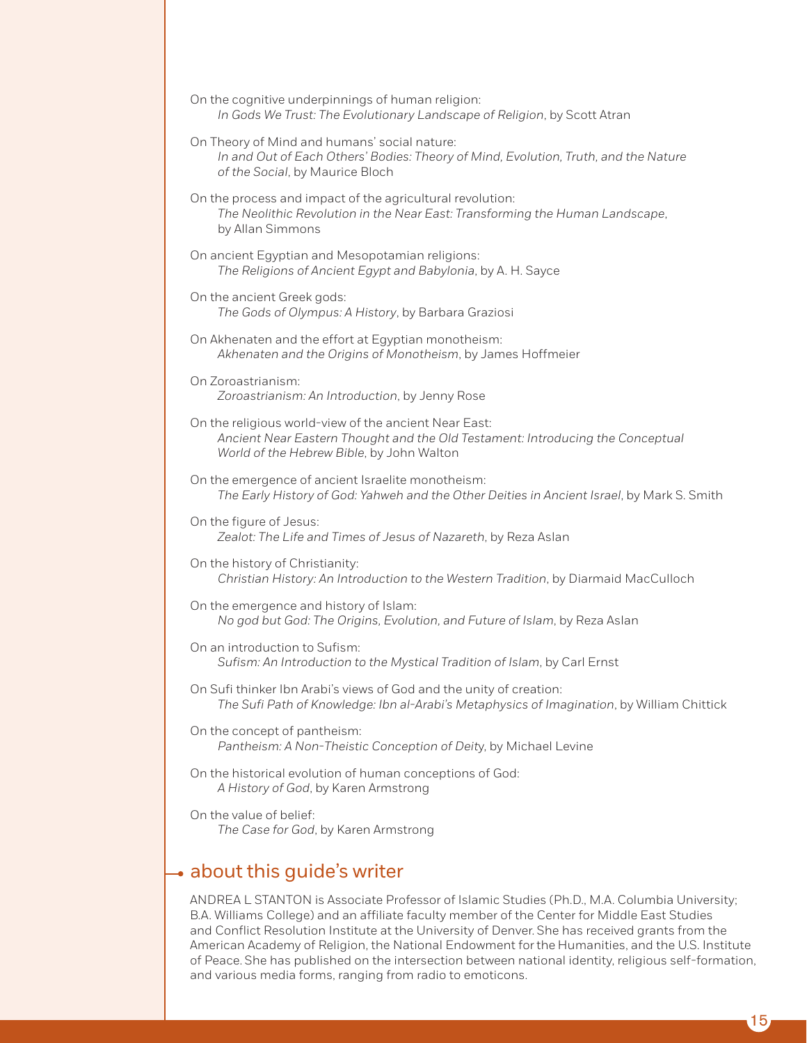On the cognitive underpinnings of human religion:
*In Gods We Trust: The Evolutionary Landscape of Religion*, by Scott Atran

On Theory of Mind and humans' social nature:
*In and Out of Each Others' Bodies: Theory of Mind, Evolution, Truth, and the Nature of the Social*, by Maurice Bloch

On the process and impact of the agricultural revolution:
*The Neolithic Revolution in the Near East: Transforming the Human Landscape*, by Allan Simmons

On ancient Egyptian and Mesopotamian religions:
*The Religions of Ancient Egypt and Babylonia*, by A. H. Sayce

On the ancient Greek gods:
*The Gods of Olympus: A History*, by Barbara Graziosi

On Akhenaten and the effort at Egyptian monotheism:
*Akhenaten and the Origins of Monotheism*, by James Hoffmeier

On Zoroastrianism:
*Zoroastrianism: An Introduction*, by Jenny Rose

On the religious world-view of the ancient Near East:
*Ancient Near Eastern Thought and the Old Testament: Introducing the Conceptual World of the Hebrew Bible*, by John Walton

On the emergence of ancient Israelite monotheism:
*The Early History of God: Yahweh and the Other Deities in Ancient Israel*, by Mark S. Smith

On the figure of Jesus:
*Zealot: The Life and Times of Jesus of Nazareth*, by Reza Aslan

On the history of Christianity:
*Christian History: An Introduction to the Western Tradition*, by Diarmaid MacCulloch

On the emergence and history of Islam:
*No god but God: The Origins, Evolution, and Future of Islam*, by Reza Aslan

On an introduction to Sufism:
*Sufism: An Introduction to the Mystical Tradition of Islam*, by Carl Ernst

On Sufi thinker Ibn Arabi's views of God and the unity of creation:
*The Sufi Path of Knowledge: Ibn al-Arabi's Metaphysics of Imagination*, by William Chittick

On the concept of pantheism:
*Pantheism: A Non-Theistic Conception of Deity*, by Michael Levine

On the historical evolution of human conceptions of God:
*A History of God*, by Karen Armstrong

On the value of belief:
*The Case for God*, by Karen Armstrong

## about this guide's writer

ANDREA L STANTON is Associate Professor of Islamic Studies (Ph.D., M.A. Columbia University; B.A. Williams College) and an affiliate faculty member of the Center for Middle East Studies and Conflict Resolution Institute at the University of Denver. She has received grants from the American Academy of Religion, the National Endowment for the Humanities, and the U.S. Institute of Peace. She has published on the intersection between national identity, religious self-formation, and various media forms, ranging from radio to emoticons.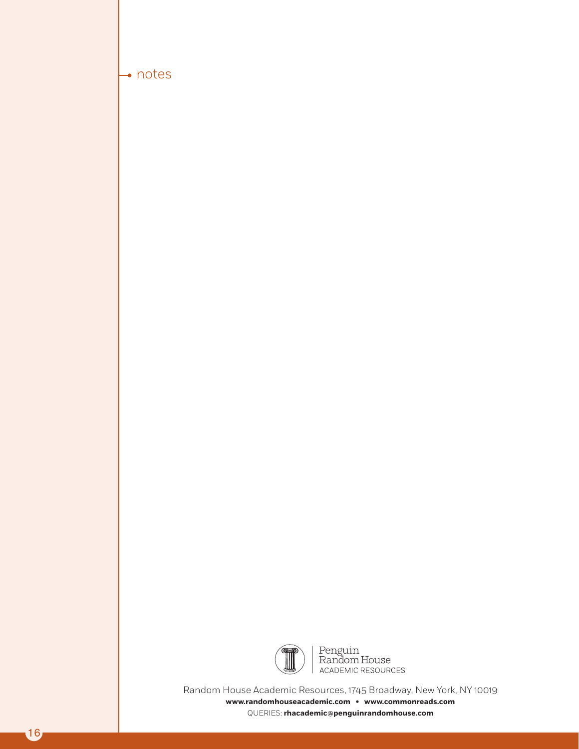notes

Penguin Random House
ACADEMIC RESOURCES

Random House Academic Resources, 1745 Broadway, New York, NY 10019

**www.randomhouseacademic.com • www.commonreads.com**

QUERIES: **rhacademic@penguinrandomhouse.com**